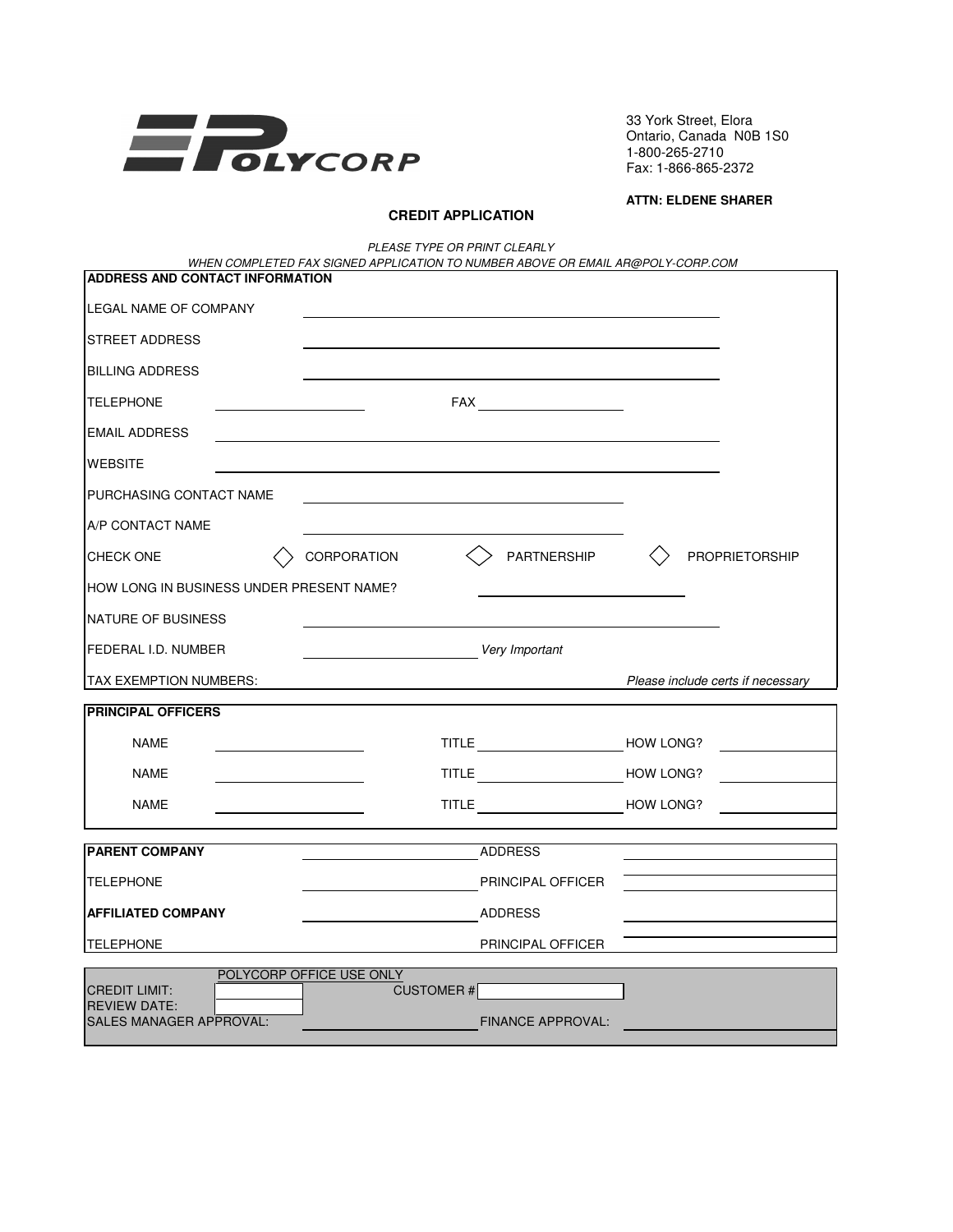POLYCORP

33 York Street, Elora
Ontario, Canada N0B 1S0
1-800-265-2710
Fax: 1-866-865-2372

**ATTN: ELDENE SHARER**

## CREDIT APPLICATION

*PLEASE TYPE OR PRINT CLEARLY*
*WHEN COMPLETED FAX SIGNED APPLICATION TO NUMBER ABOVE OR EMAIL AR@POLY-CORP.COM*

**ADDRESS AND CONTACT INFORMATION**

LEGAL NAME OF COMPANY ______________________________

STREET ADDRESS ______________________________

BILLING ADDRESS ______________________________

TELEPHONE ______________ FAX ______________

EMAIL ADDRESS ______________________________

WEBSITE ______________________________

PURCHASING CONTACT NAME ______________________________

A/P CONTACT NAME ______________________________

CHECK ONE ◇ CORPORATION ◇ PARTNERSHIP ◇ PROPRIETORSHIP

HOW LONG IN BUSINESS UNDER PRESENT NAME? ______________

NATURE OF BUSINESS ______________________________

FEDERAL I.D. NUMBER ______________ *Very Important*

TAX EXEMPTION NUMBERS: *Please include certs if necessary*

**PRINCIPAL OFFICERS**

| NAME | TITLE | HOW LONG? |
|---|---|---|
| NAME | TITLE | HOW LONG? |
| NAME | TITLE | HOW LONG? |
| NAME | TITLE | HOW LONG? |

| | | | |
|---|---|---|---|
| **PARENT COMPANY** | | ADDRESS | |
| TELEPHONE | | PRINCIPAL OFFICER | |
| **AFFILIATED COMPANY** | | ADDRESS | |
| TELEPHONE | | PRINCIPAL OFFICER | |

POLYCORP OFFICE USE ONLY

CREDIT LIMIT: ______________ CUSTOMER # ______________
REVIEW DATE: ______________
SALES MANAGER APPROVAL: ______________ FINANCE APPROVAL: ______________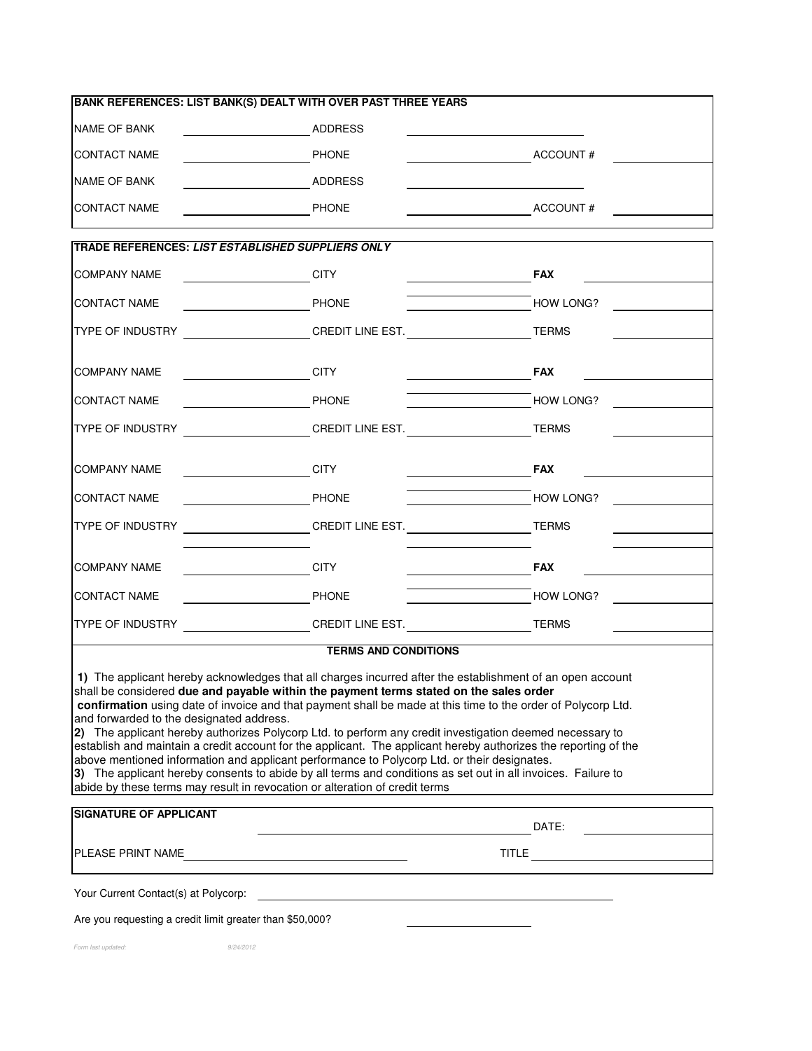**BANK REFERENCES: LIST BANK(S) DEALT WITH OVER PAST THREE YEARS**

| | | | | | |
|---|---|---|---|---|---|
| NAME OF BANK | | ADDRESS | | | |
| CONTACT NAME | | PHONE | | ACCOUNT # | |
| NAME OF BANK | | ADDRESS | | | |
| CONTACT NAME | | PHONE | | ACCOUNT # | |

**TRADE REFERENCES:** ***LIST ESTABLISHED SUPPLIERS ONLY***

| | | | | | |
|---|---|---|---|---|---|
| COMPANY NAME | | CITY | | **FAX** | |
| CONTACT NAME | | PHONE | | HOW LONG? | |
| TYPE OF INDUSTRY | | CREDIT LINE EST. | | TERMS | |
| COMPANY NAME | | CITY | | **FAX** | |
| CONTACT NAME | | PHONE | | HOW LONG? | |
| TYPE OF INDUSTRY | | CREDIT LINE EST. | | TERMS | |
| COMPANY NAME | | CITY | | **FAX** | |
| CONTACT NAME | | PHONE | | HOW LONG? | |
| TYPE OF INDUSTRY | | CREDIT LINE EST. | | TERMS | |
| COMPANY NAME | | CITY | | **FAX** | |
| CONTACT NAME | | PHONE | | HOW LONG? | |
| TYPE OF INDUSTRY | | CREDIT LINE EST. | | TERMS | |

**TERMS AND CONDITIONS**

**1)** The applicant hereby acknowledges that all charges incurred after the establishment of an open account shall be considered **due and payable within the payment terms stated on the sales order confirmation** using date of invoice and that payment shall be made at this time to the order of Polycorp Ltd. and forwarded to the designated address.

**2)** The applicant hereby authorizes Polycorp Ltd. to perform any credit investigation deemed necessary to establish and maintain a credit account for the applicant. The applicant hereby authorizes the reporting of the above mentioned information and applicant performance to Polycorp Ltd. or their designates.

**3)** The applicant hereby consents to abide by all terms and conditions as set out in all invoices. Failure to abide by these terms may result in revocation or alteration of credit terms

**SIGNATURE OF APPLICANT** ______________________ DATE: ____________

PLEASE PRINT NAME ______________________ TITLE ____________

Your Current Contact(s) at Polycorp: ______________________

Are you requesting a credit limit greater than $50,000? ____________

Form last updated: 9/24/2012